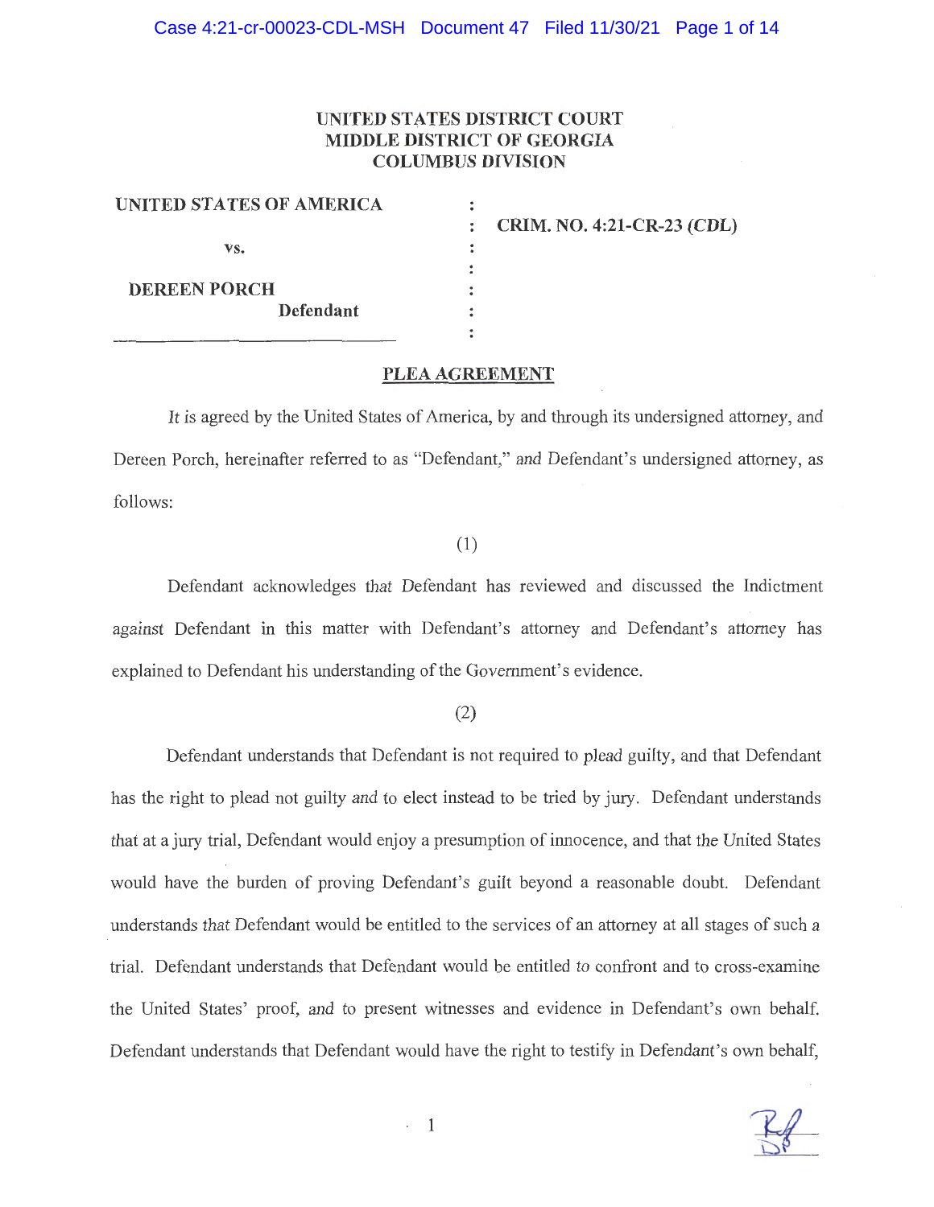**UNITED STATES DISTRICT COURT**
**MIDDLE DISTRICT OF GEORGIA**
**COLUMBUS DIVISION**

| | | |
|---|---|---|
| **UNITED STATES OF AMERICA** | : | |
| | : | **CRIM. NO. 4:21-CR-23 *(CDL)*** |
| **vs.** | : | |
| | : | |
| **DEREEN PORCH** | : | |
| **Defendant** | : | |
| | : | |

**PLEA AGREEMENT**

It is agreed by the United States of America, by and through its undersigned attorney, and Dereen Porch, hereinafter referred to as "Defendant," and Defendant's undersigned attorney, as follows:

(1)

Defendant acknowledges that Defendant has reviewed and discussed the Indictment against Defendant in this matter with Defendant's attorney and Defendant's attorney has explained to Defendant his understanding of the Government's evidence.

(2)

Defendant understands that Defendant is not required to plead guilty, and that Defendant has the right to plead not guilty and to elect instead to be tried by jury. Defendant understands that at a jury trial, Defendant would enjoy a presumption of innocence, and that the United States would have the burden of proving Defendant's guilt beyond a reasonable doubt. Defendant understands that Defendant would be entitled to the services of an attorney at all stages of such a trial. Defendant understands that Defendant would be entitled to confront and to cross-examine the United States' proof, and to present witnesses and evidence in Defendant's own behalf. Defendant understands that Defendant would have the right to testify in Defendant's own behalf,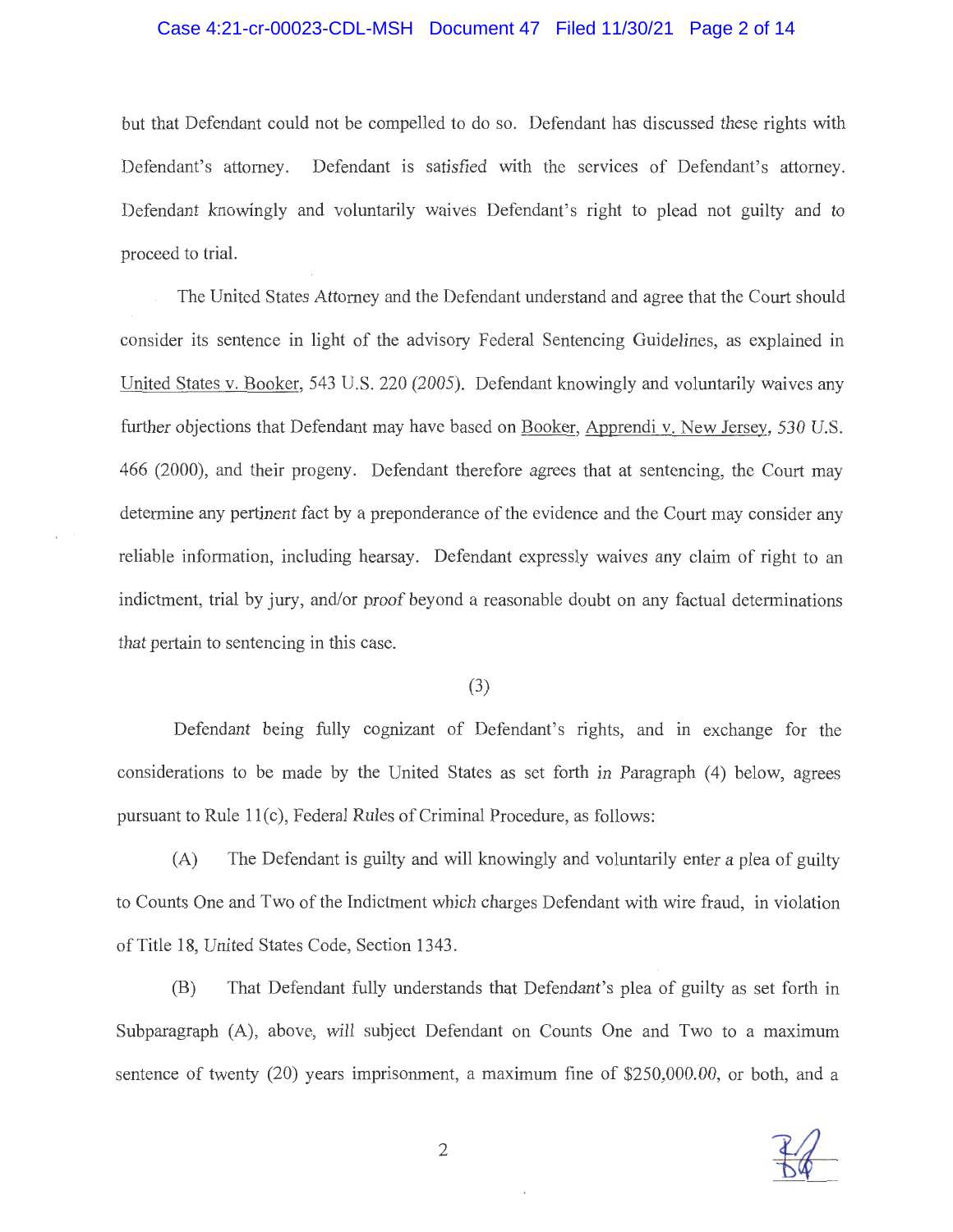but that Defendant could not be compelled to do so. Defendant has discussed these rights with Defendant's attorney. Defendant is satisfied with the services of Defendant's attorney. Defendant knowingly and voluntarily waives Defendant's right to plead not guilty and to proceed to trial.

The United States Attorney and the Defendant understand and agree that the Court should consider its sentence in light of the advisory Federal Sentencing Guidelines, as explained in United States v. Booker, 543 U.S. 220 (2005). Defendant knowingly and voluntarily waives any further objections that Defendant may have based on Booker, Apprendi v. New Jersey, 530 U.S. 466 (2000), and their progeny. Defendant therefore agrees that at sentencing, the Court may determine any pertinent fact by a preponderance of the evidence and the Court may consider any reliable information, including hearsay. Defendant expressly waives any claim of right to an indictment, trial by jury, and/or proof beyond a reasonable doubt on any factual determinations that pertain to sentencing in this case.

(3)

Defendant being fully cognizant of Defendant's rights, and in exchange for the considerations to be made by the United States as set forth in Paragraph (4) below, agrees pursuant to Rule 11(c), Federal Rules of Criminal Procedure, as follows:

(A) The Defendant is guilty and will knowingly and voluntarily enter a plea of guilty to Counts One and Two of the Indictment which charges Defendant with wire fraud, in violation of Title 18, United States Code, Section 1343.

(B) That Defendant fully understands that Defendant's plea of guilty as set forth in Subparagraph (A), above, will subject Defendant on Counts One and Two to a maximum sentence of twenty (20) years imprisonment, a maximum fine of $250,000.00, or both, and a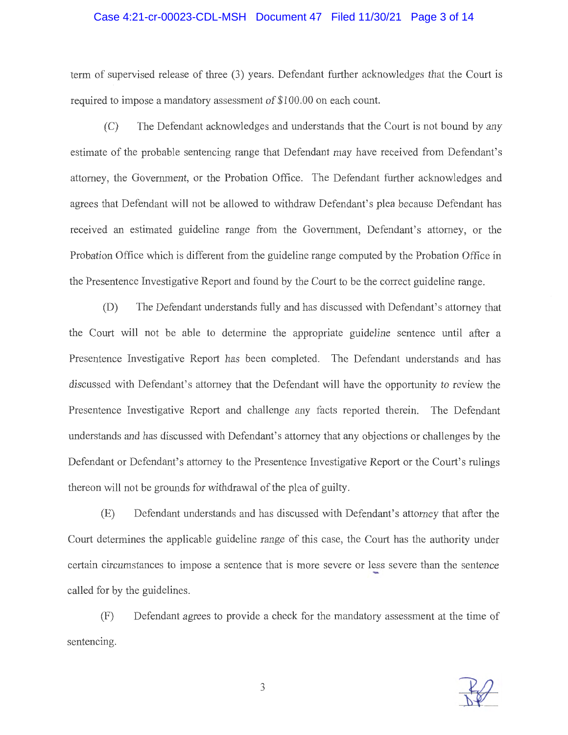term of supervised release of three (3) years. Defendant further acknowledges that the Court is required to impose a mandatory assessment of $100.00 on each count.

(C) The Defendant acknowledges and understands that the Court is not bound by any estimate of the probable sentencing range that Defendant may have received from Defendant's attorney, the Government, or the Probation Office. The Defendant further acknowledges and agrees that Defendant will not be allowed to withdraw Defendant's plea because Defendant has received an estimated guideline range from the Government, Defendant's attorney, or the Probation Office which is different from the guideline range computed by the Probation Office in the Presentence Investigative Report and found by the Court to be the correct guideline range.

(D) The Defendant understands fully and has discussed with Defendant's attorney that the Court will not be able to determine the appropriate guideline sentence until after a Presentence Investigative Report has been completed. The Defendant understands and has discussed with Defendant's attorney that the Defendant will have the opportunity to review the Presentence Investigative Report and challenge any facts reported therein. The Defendant understands and has discussed with Defendant's attorney that any objections or challenges by the Defendant or Defendant's attorney to the Presentence Investigative Report or the Court's rulings thereon will not be grounds for withdrawal of the plea of guilty.

(E) Defendant understands and has discussed with Defendant's attorney that after the Court determines the applicable guideline range of this case, the Court has the authority under certain circumstances to impose a sentence that is more severe or less severe than the sentence called for by the guidelines.

(F) Defendant agrees to provide a check for the mandatory assessment at the time of sentencing.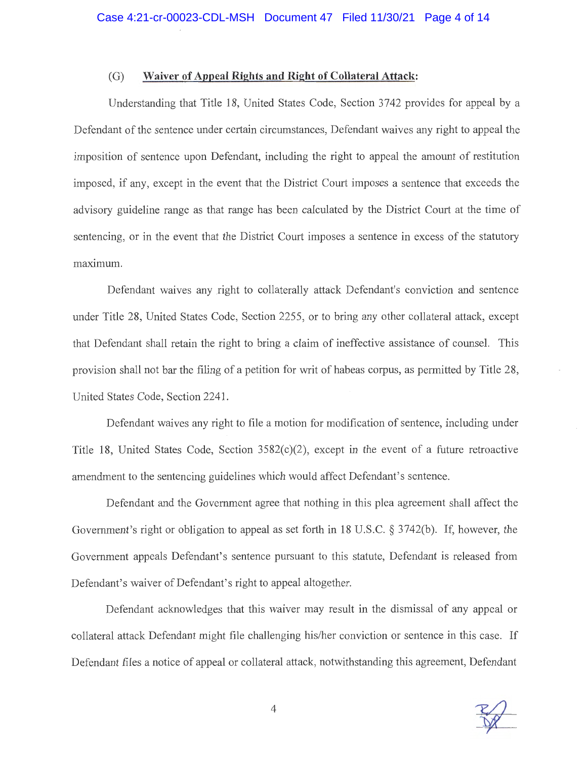(G) **Waiver of Appeal Rights and Right of Collateral Attack:**

Understanding that Title 18, United States Code, Section 3742 provides for appeal by a Defendant of the sentence under certain circumstances, Defendant waives any right to appeal the imposition of sentence upon Defendant, including the right to appeal the amount of restitution imposed, if any, except in the event that the District Court imposes a sentence that exceeds the advisory guideline range as that range has been calculated by the District Court at the time of sentencing, or in the event that the District Court imposes a sentence in excess of the statutory maximum.

Defendant waives any right to collaterally attack Defendant's conviction and sentence under Title 28, United States Code, Section 2255, or to bring any other collateral attack, except that Defendant shall retain the right to bring a claim of ineffective assistance of counsel. This provision shall not bar the filing of a petition for writ of habeas corpus, as permitted by Title 28, United States Code, Section 2241.

Defendant waives any right to file a motion for modification of sentence, including under Title 18, United States Code, Section 3582(c)(2), except in the event of a future retroactive amendment to the sentencing guidelines which would affect Defendant's sentence.

Defendant and the Government agree that nothing in this plea agreement shall affect the Government's right or obligation to appeal as set forth in 18 U.S.C. § 3742(b). If, however, the Government appeals Defendant's sentence pursuant to this statute, Defendant is released from Defendant's waiver of Defendant's right to appeal altogether.

Defendant acknowledges that this waiver may result in the dismissal of any appeal or collateral attack Defendant might file challenging his/her conviction or sentence in this case. If Defendant files a notice of appeal or collateral attack, notwithstanding this agreement, Defendant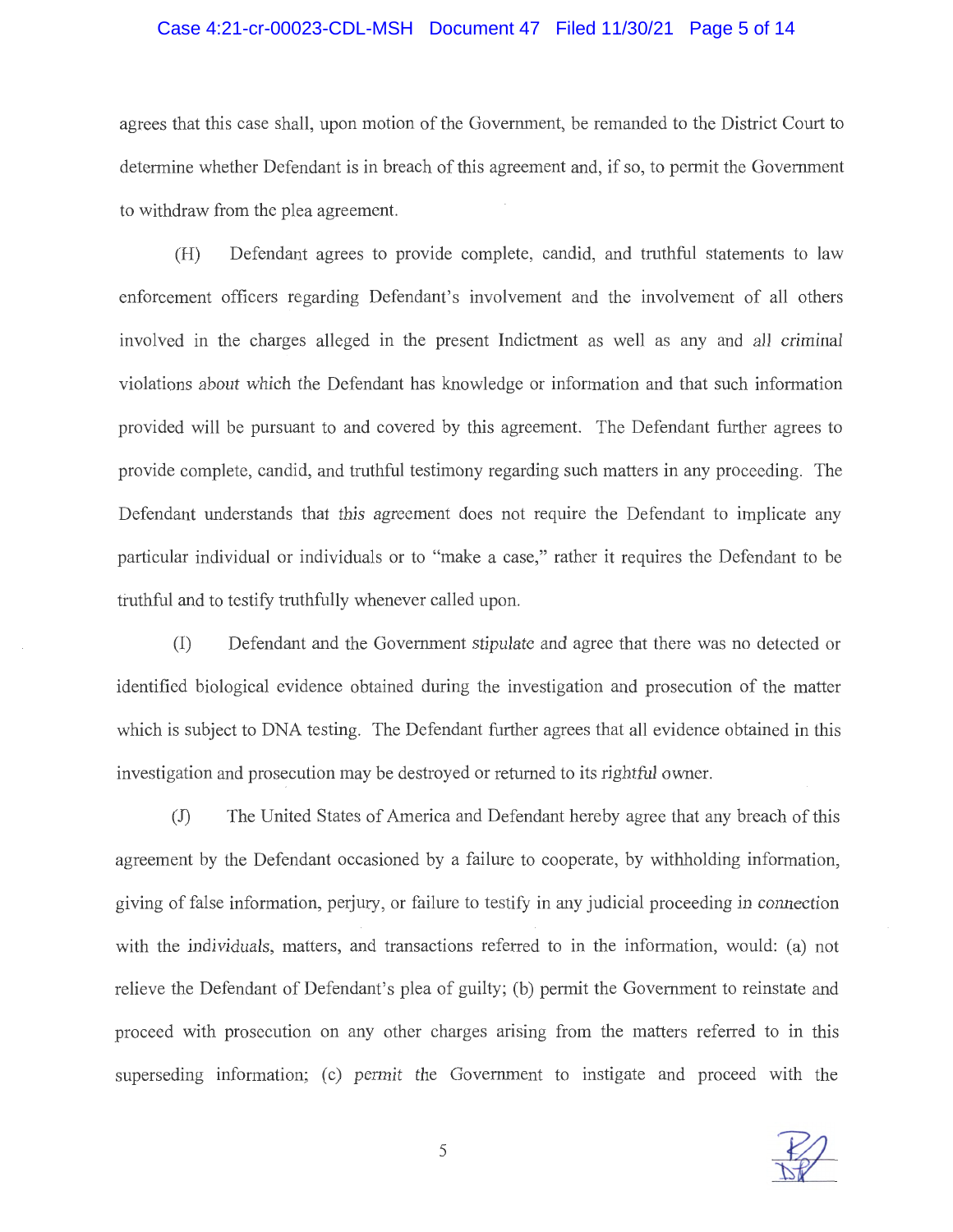agrees that this case shall, upon motion of the Government, be remanded to the District Court to determine whether Defendant is in breach of this agreement and, if so, to permit the Government to withdraw from the plea agreement.

(H) Defendant agrees to provide complete, candid, and truthful statements to law enforcement officers regarding Defendant's involvement and the involvement of all others involved in the charges alleged in the present Indictment as well as any and all criminal violations about which the Defendant has knowledge or information and that such information provided will be pursuant to and covered by this agreement. The Defendant further agrees to provide complete, candid, and truthful testimony regarding such matters in any proceeding. The Defendant understands that this agreement does not require the Defendant to implicate any particular individual or individuals or to "make a case," rather it requires the Defendant to be truthful and to testify truthfully whenever called upon.

(I) Defendant and the Government stipulate and agree that there was no detected or identified biological evidence obtained during the investigation and prosecution of the matter which is subject to DNA testing. The Defendant further agrees that all evidence obtained in this investigation and prosecution may be destroyed or returned to its rightful owner.

(J) The United States of America and Defendant hereby agree that any breach of this agreement by the Defendant occasioned by a failure to cooperate, by withholding information, giving of false information, perjury, or failure to testify in any judicial proceeding in connection with the individuals, matters, and transactions referred to in the information, would: (a) not relieve the Defendant of Defendant's plea of guilty; (b) permit the Government to reinstate and proceed with prosecution on any other charges arising from the matters referred to in this superseding information; (c) permit the Government to instigate and proceed with the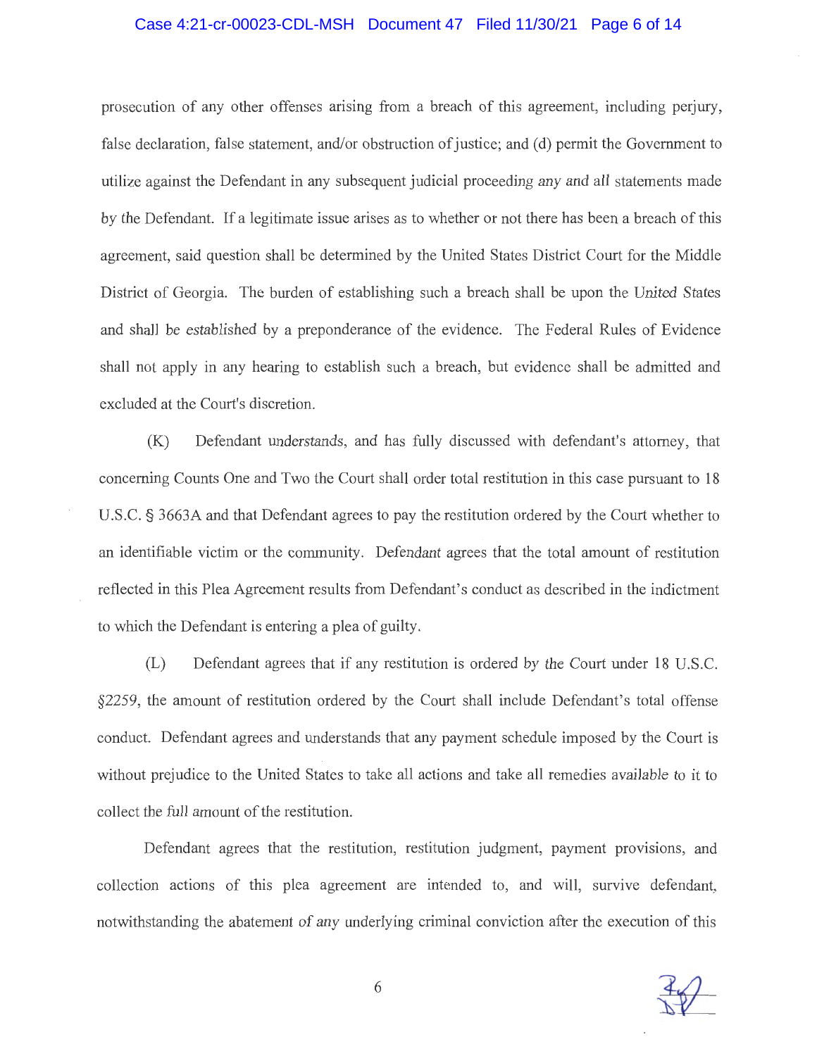prosecution of any other offenses arising from a breach of this agreement, including perjury, false declaration, false statement, and/or obstruction of justice; and (d) permit the Government to utilize against the Defendant in any subsequent judicial proceeding *any and all* statements made by the Defendant. If a legitimate issue arises as to whether or not there has been a breach of this agreement, said question shall be determined by the United States District Court for the Middle District of Georgia. The burden of establishing such a breach shall be upon the United States and shall be established by a preponderance of the evidence. The Federal Rules of Evidence shall not apply in any hearing to establish such a breach, but evidence shall be admitted and excluded at the Court's discretion.

(K) Defendant understands, and has fully discussed with defendant's attorney, that concerning Counts One and Two the Court shall order total restitution in this case pursuant to 18 U.S.C. § 3663A and that Defendant agrees to pay the restitution ordered by the Court whether to an identifiable victim or the community. Defendant agrees that the total amount of restitution reflected in this Plea Agreement results from Defendant's conduct as described in the indictment to which the Defendant is entering a plea of guilty.

(L) Defendant agrees that if any restitution is ordered by the Court under 18 U.S.C. §2259, the amount of restitution ordered by the Court shall include Defendant's total offense conduct. Defendant agrees and understands that any payment schedule imposed by the Court is without prejudice to the United States to take all actions and take all remedies available to it to collect the full amount of the restitution.

Defendant agrees that the restitution, restitution judgment, payment provisions, and collection actions of this plea agreement are intended to, and will, survive defendant, notwithstanding the abatement of any underlying criminal conviction after the execution of this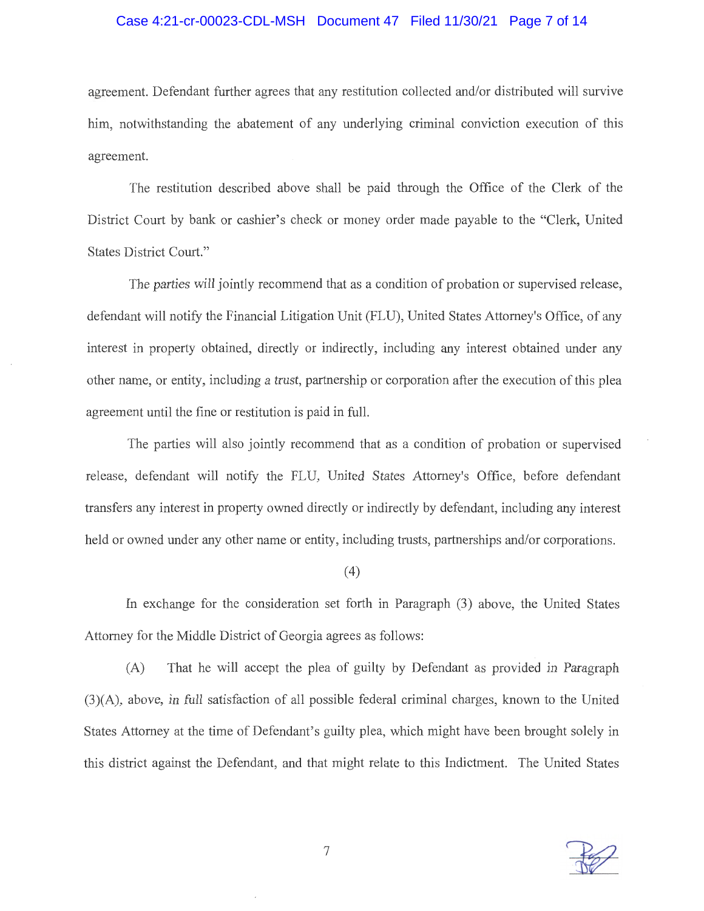agreement. Defendant further agrees that any restitution collected and/or distributed will survive him, notwithstanding the abatement of any underlying criminal conviction execution of this agreement.

The restitution described above shall be paid through the Office of the Clerk of the District Court by bank or cashier's check or money order made payable to the "Clerk, United States District Court."

The parties will jointly recommend that as a condition of probation or supervised release, defendant will notify the Financial Litigation Unit (FLU), United States Attorney's Office, of any interest in property obtained, directly or indirectly, including any interest obtained under any other name, or entity, including a trust, partnership or corporation after the execution of this plea agreement until the fine or restitution is paid in full.

The parties will also jointly recommend that as a condition of probation or supervised release, defendant will notify the FLU, United States Attorney's Office, before defendant transfers any interest in property owned directly or indirectly by defendant, including any interest held or owned under any other name or entity, including trusts, partnerships and/or corporations.

(4)

In exchange for the consideration set forth in Paragraph (3) above, the United States Attorney for the Middle District of Georgia agrees as follows:

(A) That he will accept the plea of guilty by Defendant as provided in Paragraph (3)(A), above, in full satisfaction of all possible federal criminal charges, known to the United States Attorney at the time of Defendant's guilty plea, which might have been brought solely in this district against the Defendant, and that might relate to this Indictment. The United States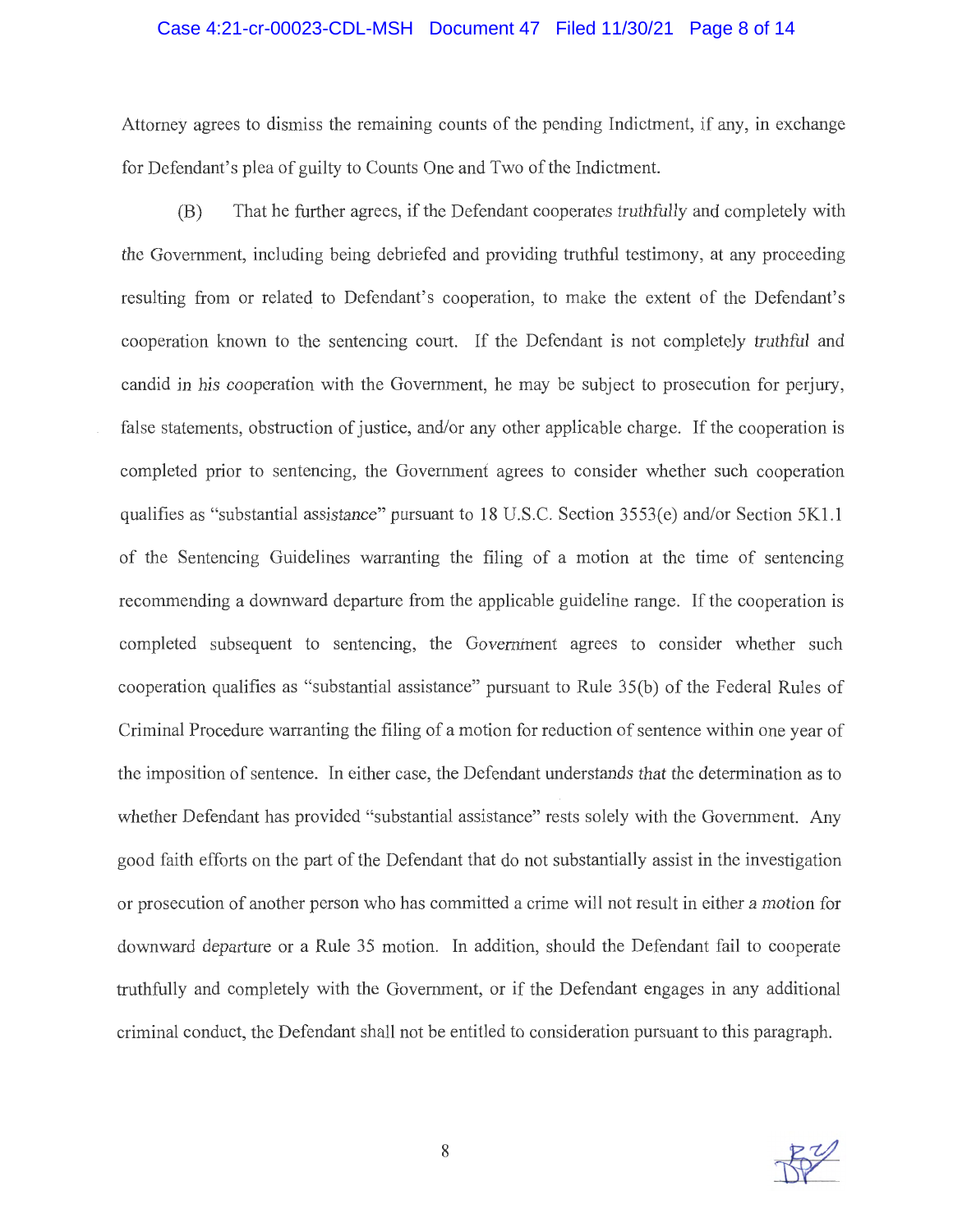Attorney agrees to dismiss the remaining counts of the pending Indictment, if any, in exchange for Defendant's plea of guilty to Counts One and Two of the Indictment.

(B) That he further agrees, if the Defendant cooperates truthfully and completely with the Government, including being debriefed and providing truthful testimony, at any proceeding resulting from or related to Defendant's cooperation, to make the extent of the Defendant's cooperation known to the sentencing court. If the Defendant is not completely truthful and candid in his cooperation with the Government, he may be subject to prosecution for perjury, false statements, obstruction of justice, and/or any other applicable charge. If the cooperation is completed prior to sentencing, the Government agrees to consider whether such cooperation qualifies as "substantial assistance" pursuant to 18 U.S.C. Section 3553(e) and/or Section 5K1.1 of the Sentencing Guidelines warranting the filing of a motion at the time of sentencing recommending a downward departure from the applicable guideline range. If the cooperation is completed subsequent to sentencing, the Government agrees to consider whether such cooperation qualifies as "substantial assistance" pursuant to Rule 35(b) of the Federal Rules of Criminal Procedure warranting the filing of a motion for reduction of sentence within one year of the imposition of sentence. In either case, the Defendant understands that the determination as to whether Defendant has provided "substantial assistance" rests solely with the Government. Any good faith efforts on the part of the Defendant that do not substantially assist in the investigation or prosecution of another person who has committed a crime will not result in either a motion for downward departure or a Rule 35 motion. In addition, should the Defendant fail to cooperate truthfully and completely with the Government, or if the Defendant engages in any additional criminal conduct, the Defendant shall not be entitled to consideration pursuant to this paragraph.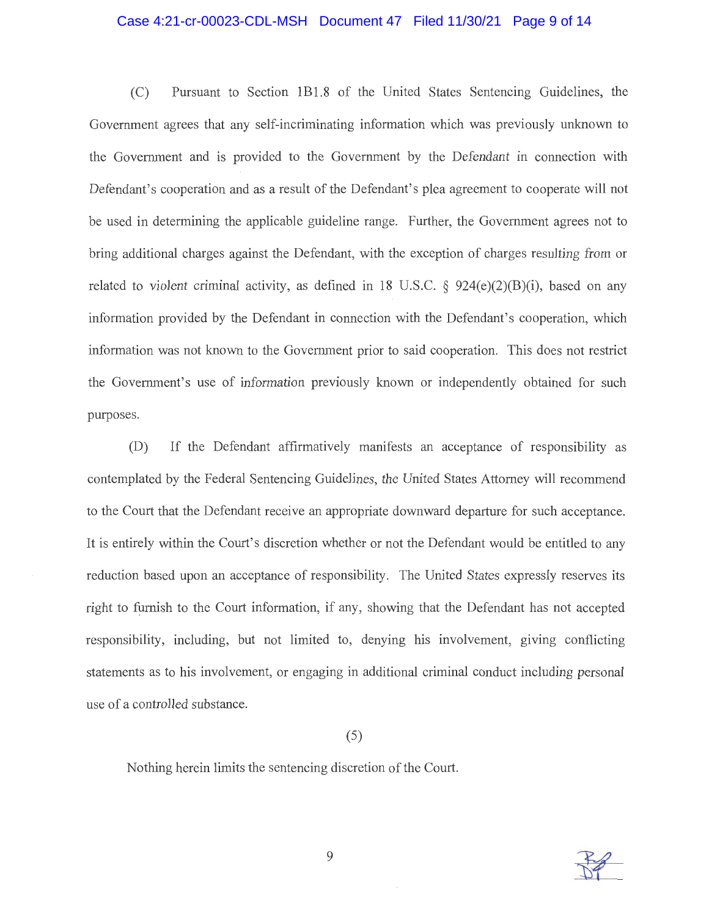(C) Pursuant to Section 1B1.8 of the United States Sentencing Guidelines, the Government agrees that any self-incriminating information which was previously unknown to the Government and is provided to the Government by the Defendant in connection with Defendant's cooperation and as a result of the Defendant's plea agreement to cooperate will not be used in determining the applicable guideline range. Further, the Government agrees not to bring additional charges against the Defendant, with the exception of charges resulting from or related to violent criminal activity, as defined in 18 U.S.C. § 924(e)(2)(B)(i), based on any information provided by the Defendant in connection with the Defendant's cooperation, which information was not known to the Government prior to said cooperation. This does not restrict the Government's use of information previously known or independently obtained for such purposes.

(D) If the Defendant affirmatively manifests an acceptance of responsibility as contemplated by the Federal Sentencing Guidelines, the United States Attorney will recommend to the Court that the Defendant receive an appropriate downward departure for such acceptance. It is entirely within the Court's discretion whether or not the Defendant would be entitled to any reduction based upon an acceptance of responsibility. The United States expressly reserves its right to furnish to the Court information, if any, showing that the Defendant has not accepted responsibility, including, but not limited to, denying his involvement, giving conflicting statements as to his involvement, or engaging in additional criminal conduct including personal use of a controlled substance.

(5)

Nothing herein limits the sentencing discretion of the Court.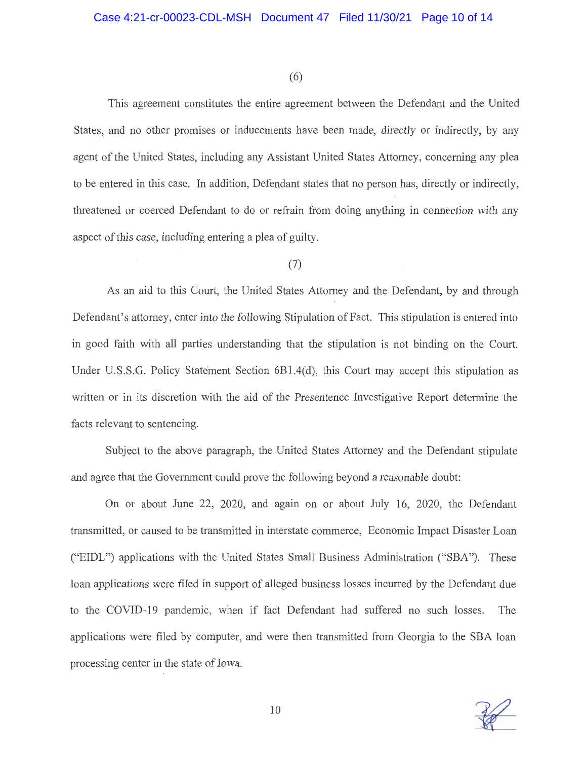(6)

This agreement constitutes the entire agreement between the Defendant and the United States, and no other promises or inducements have been made, directly or indirectly, by any agent of the United States, including any Assistant United States Attorney, concerning any plea to be entered in this case. In addition, Defendant states that no person has, directly or indirectly, threatened or coerced Defendant to do or refrain from doing anything in connection with any aspect of this case, including entering a plea of guilty.

(7)

As an aid to this Court, the United States Attorney and the Defendant, by and through Defendant's attorney, enter into the following Stipulation of Fact. This stipulation is entered into in good faith with all parties understanding that the stipulation is not binding on the Court. Under U.S.S.G. Policy Statement Section 6B1.4(d), this Court may accept this stipulation as written or in its discretion with the aid of the Presentence Investigative Report determine the facts relevant to sentencing.

Subject to the above paragraph, the United States Attorney and the Defendant stipulate and agree that the Government could prove the following beyond a reasonable doubt:

On or about June 22, 2020, and again on or about July 16, 2020, the Defendant transmitted, or caused to be transmitted in interstate commerce, Economic Impact Disaster Loan ("EIDL") applications with the United States Small Business Administration ("SBA"). These loan applications were filed in support of alleged business losses incurred by the Defendant due to the COVID-19 pandemic, when if fact Defendant had suffered no such losses. The applications were filed by computer, and were then transmitted from Georgia to the SBA loan processing center in the state of Iowa.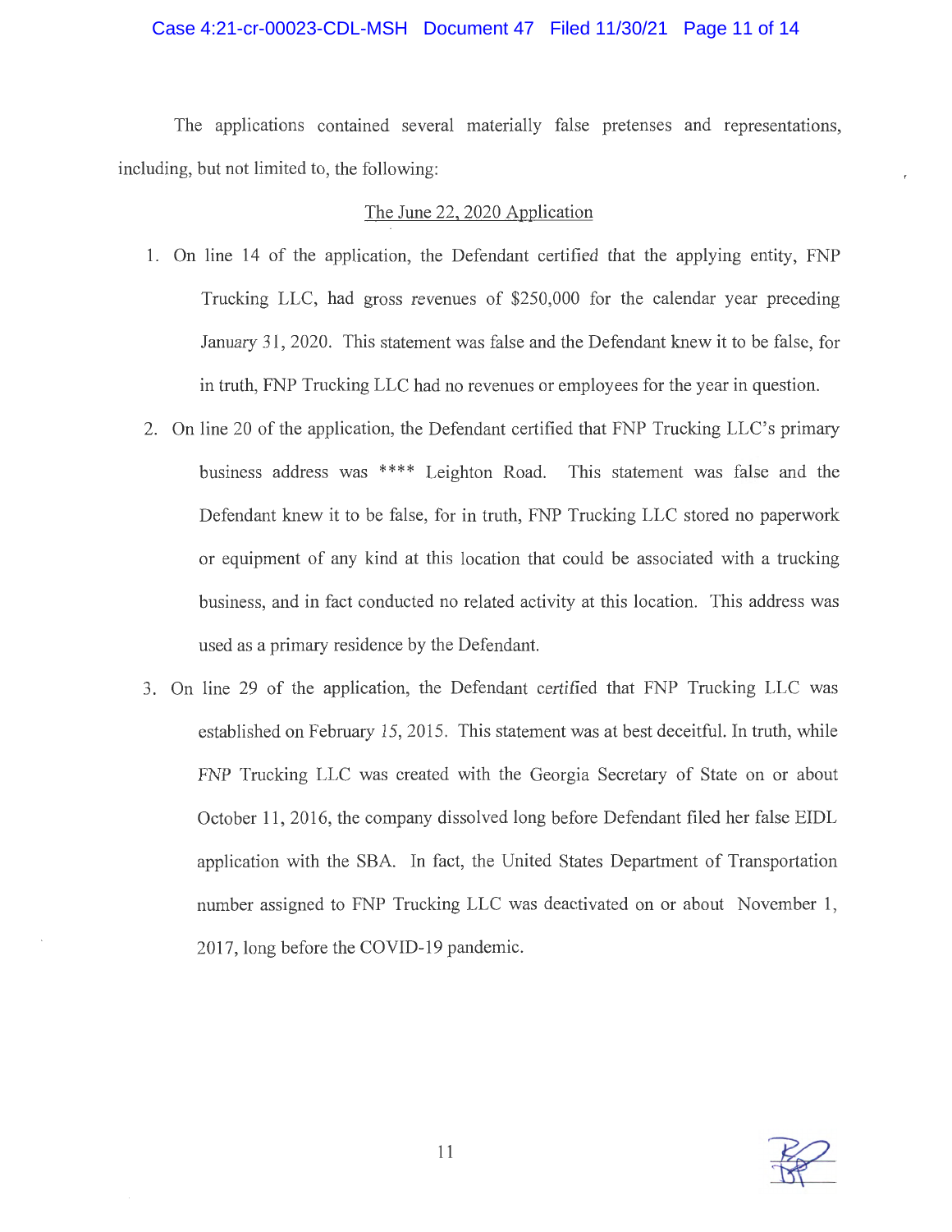The applications contained several materially false pretenses and representations, including, but not limited to, the following:

<u>The June 22, 2020 Application</u>

1. On line 14 of the application, the Defendant certified that the applying entity, FNP Trucking LLC, had gross revenues of $250,000 for the calendar year preceding January 31, 2020. This statement was false and the Defendant knew it to be false, for in truth, FNP Trucking LLC had no revenues or employees for the year in question.
2. On line 20 of the application, the Defendant certified that FNP Trucking LLC's primary business address was **** Leighton Road. This statement was false and the Defendant knew it to be false, for in truth, FNP Trucking LLC stored no paperwork or equipment of any kind at this location that could be associated with a trucking business, and in fact conducted no related activity at this location. This address was used as a primary residence by the Defendant.
3. On line 29 of the application, the Defendant certified that FNP Trucking LLC was established on February 15, 2015. This statement was at best deceitful. In truth, while FNP Trucking LLC was created with the Georgia Secretary of State on or about October 11, 2016, the company dissolved long before Defendant filed her false EIDL application with the SBA. In fact, the United States Department of Transportation number assigned to FNP Trucking LLC was deactivated on or about November 1, 2017, long before the COVID-19 pandemic.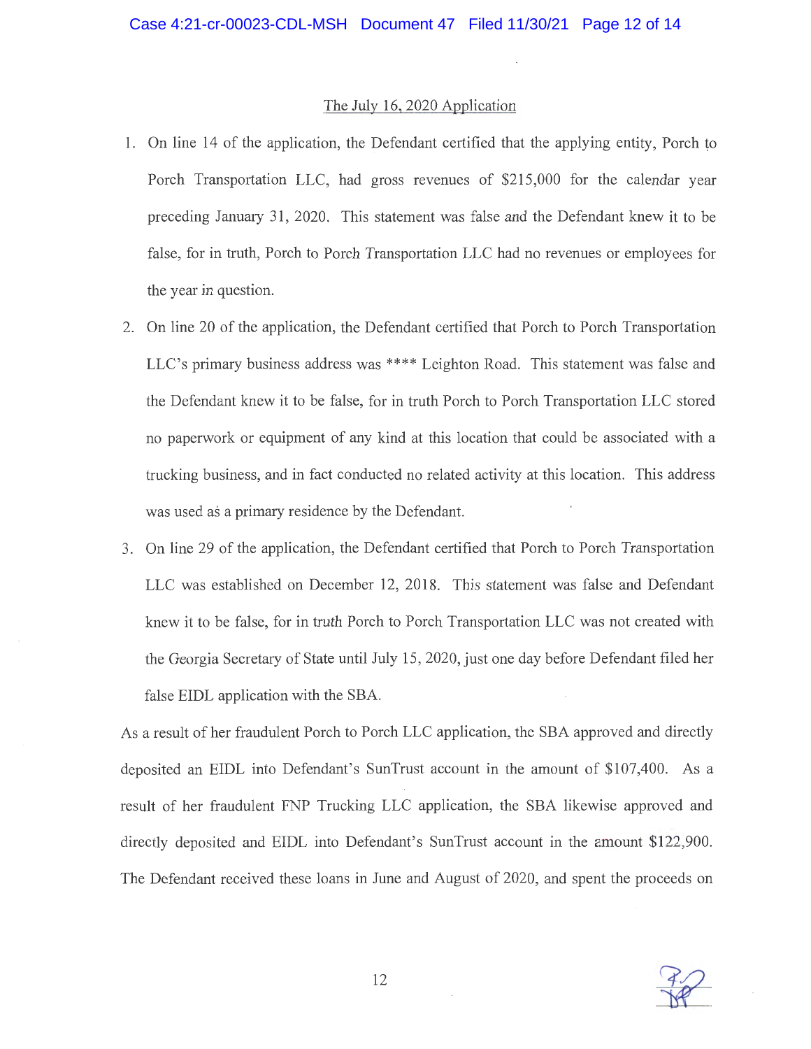## The July 16, 2020 Application

1. On line 14 of the application, the Defendant certified that the applying entity, Porch to Porch Transportation LLC, had gross revenues of $215,000 for the calendar year preceding January 31, 2020. This statement was false and the Defendant knew it to be false, for in truth, Porch to Porch Transportation LLC had no revenues or employees for the year in question.
2. On line 20 of the application, the Defendant certified that Porch to Porch Transportation LLC's primary business address was **** Leighton Road. This statement was false and the Defendant knew it to be false, for in truth Porch to Porch Transportation LLC stored no paperwork or equipment of any kind at this location that could be associated with a trucking business, and in fact conducted no related activity at this location. This address was used as a primary residence by the Defendant.
3. On line 29 of the application, the Defendant certified that Porch to Porch Transportation LLC was established on December 12, 2018. This statement was false and Defendant knew it to be false, for in truth Porch to Porch Transportation LLC was not created with the Georgia Secretary of State until July 15, 2020, just one day before Defendant filed her false EIDL application with the SBA.

As a result of her fraudulent Porch to Porch LLC application, the SBA approved and directly deposited an EIDL into Defendant's SunTrust account in the amount of $107,400. As a result of her fraudulent FNP Trucking LLC application, the SBA likewise approved and directly deposited and EIDL into Defendant's SunTrust account in the amount $122,900. The Defendant received these loans in June and August of 2020, and spent the proceeds on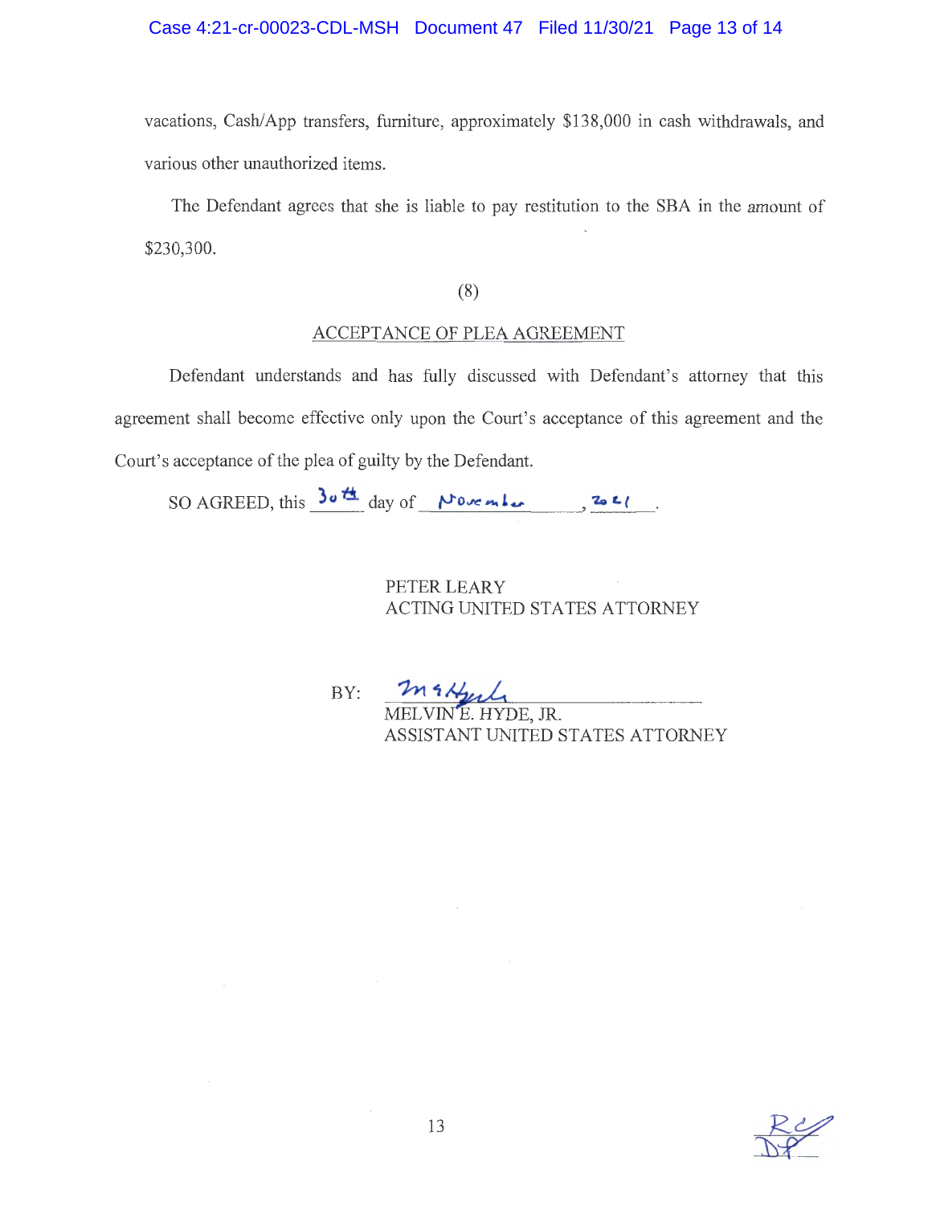vacations, Cash/App transfers, furniture, approximately $138,000 in cash withdrawals, and various other unauthorized items.

The Defendant agrees that she is liable to pay restitution to the SBA in the amount of $230,300.

(8)

ACCEPTANCE OF PLEA AGREEMENT

Defendant understands and has fully discussed with Defendant's attorney that this agreement shall become effective only upon the Court's acceptance of this agreement and the Court's acceptance of the plea of guilty by the Defendant.

SO AGREED, this 30th day of November, 2021.

PETER LEARY
ACTING UNITED STATES ATTORNEY

BY: [signature]
MELVIN E. HYDE, JR.
ASSISTANT UNITED STATES ATTORNEY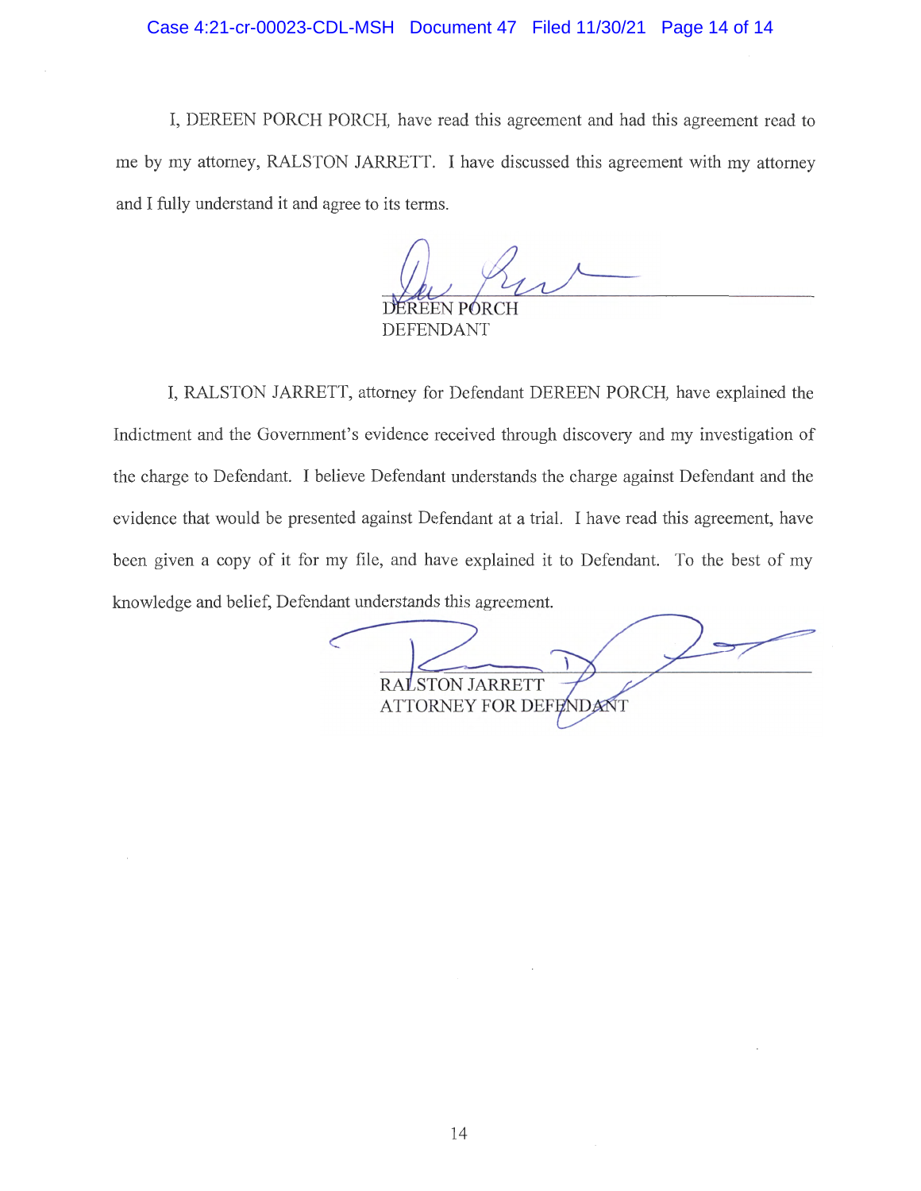I, DEREEN PORCH PORCH, have read this agreement and had this agreement read to me by my attorney, RALSTON JARRETT. I have discussed this agreement with my attorney and I fully understand it and agree to its terms.

DEREEN PORCH
DEFENDANT

I, RALSTON JARRETT, attorney for Defendant DEREEN PORCH, have explained the Indictment and the Government's evidence received through discovery and my investigation of the charge to Defendant. I believe Defendant understands the charge against Defendant and the evidence that would be presented against Defendant at a trial. I have read this agreement, have been given a copy of it for my file, and have explained it to Defendant. To the best of my knowledge and belief, Defendant understands this agreement.

RALSTON JARRETT
ATTORNEY FOR DEFENDANT